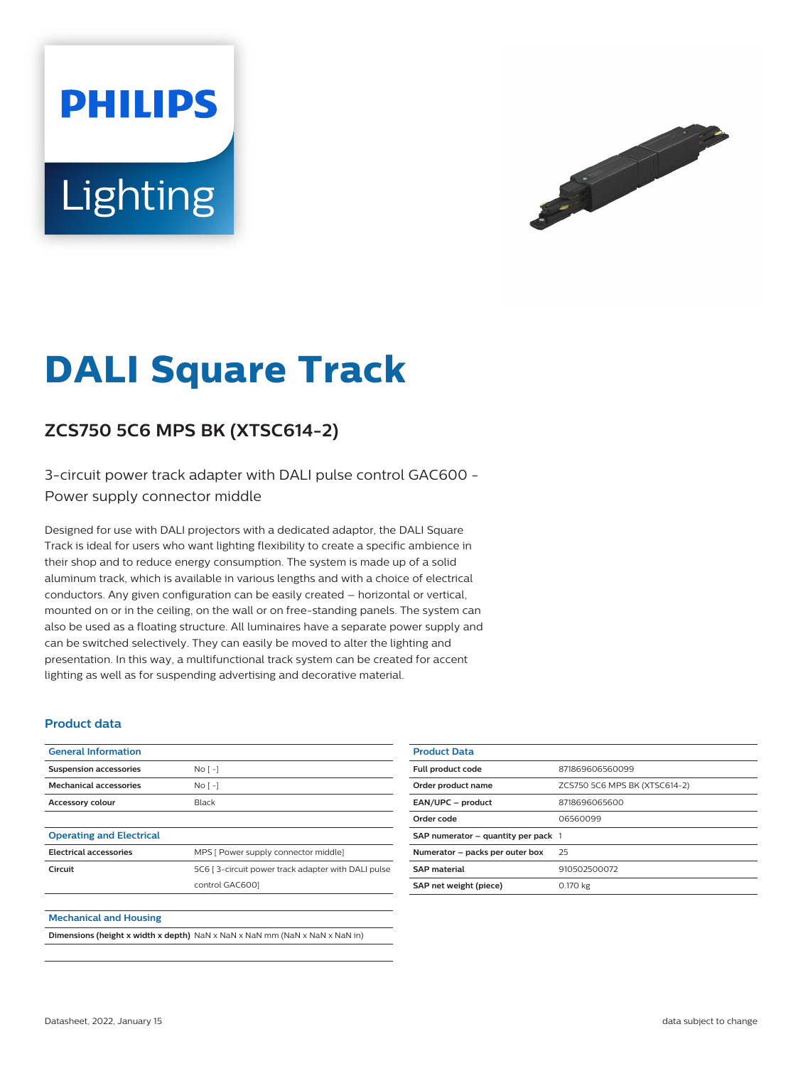PHILIPS

Lighting

# DALI Square Track

## ZCS750 5C6 MPS BK (XTSC614-2)

3-circuit power track adapter with DALI pulse control GAC600 - Power supply connector middle

Designed for use with DALI projectors with a dedicated adaptor, the DALI Square Track is ideal for users who want lighting flexibility to create a specific ambience in their shop and to reduce energy consumption. The system is made up of a solid aluminum track, which is available in various lengths and with a choice of electrical conductors. Any given configuration can be easily created – horizontal or vertical, mounted on or in the ceiling, on the wall or on free-standing panels. The system can also be used as a floating structure. All luminaires have a separate power supply and can be switched selectively. They can easily be moved to alter the lighting and presentation. In this way, a multifunctional track system can be created for accent lighting as well as for suspending advertising and decorative material.

### Product data

| General Information | |
|---|---|
| **Suspension accessories** | No [ -] |
| **Mechanical accessories** | No [ -] |
| **Accessory colour** | Black |

| Operating and Electrical | |
|---|---|
| **Electrical accessories** | MPS [ Power supply connector middle] |
| **Circuit** | 5C6 [ 3-circuit power track adapter with DALI pulse control GAC600] |

| Mechanical and Housing | |
|---|---|
| **Dimensions (height x width x depth)** | NaN x NaN x NaN mm (NaN x NaN x NaN in) |

| Product Data | |
|---|---|
| **Full product code** | 871869606560099 |
| **Order product name** | ZCS750 5C6 MPS BK (XTSC614-2) |
| **EAN/UPC – product** | 8718696065600 |
| **Order code** | 06560099 |
| **SAP numerator – quantity per pack** | 1 |
| **Numerator – packs per outer box** | 25 |
| **SAP material** | 910502500072 |
| **SAP net weight (piece)** | 0.170 kg |

Datasheet, 2022, January 15

data subject to change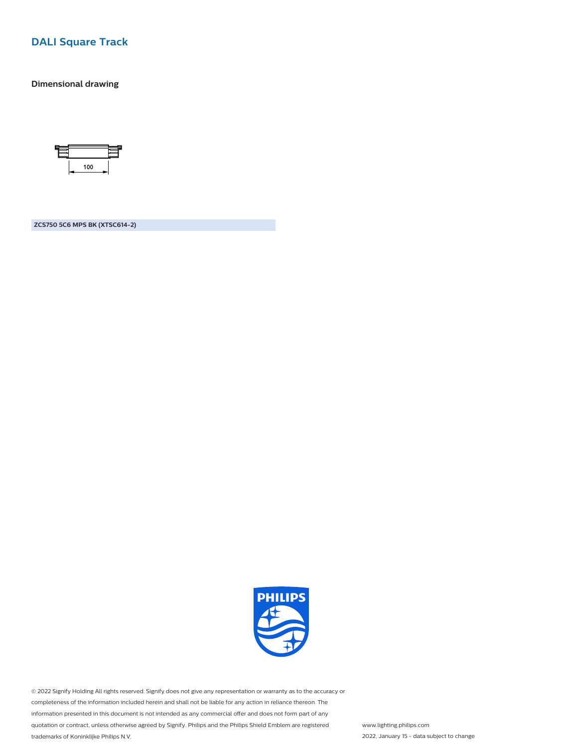## DALI Square Track

### Dimensional drawing

100

**ZCS750 5C6 MPS BK (XTSC614-2)**

© 2022 Signify Holding All rights reserved. Signify does not give any representation or warranty as to the accuracy or completeness of the information included herein and shall not be liable for any action in reliance thereon. The information presented in this document is not intended as any commercial offer and does not form part of any quotation or contract, unless otherwise agreed by Signify. Philips and the Philips Shield Emblem are registered trademarks of Koninklijke Philips N.V.

www.lighting.philips.com

2022, January 15 - data subject to change